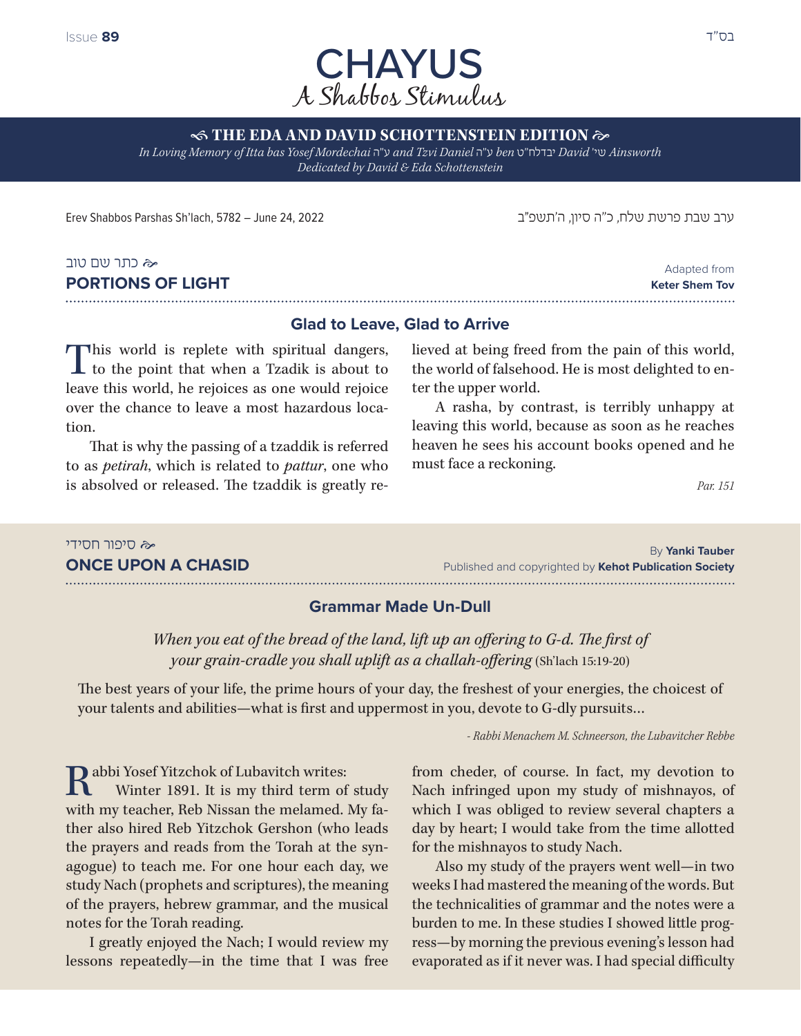Issue **89**

בס"ד

# CHAYUS
## A Shabbos Stimulus

**THE EDA AND DAVID SCHOTTENSTEIN EDITION**

*In Loving Memory of Itta bas Yosef Mordechai ע"ה and Tzvi Daniel ע"ה ben יבדלחט"ט David שי' Ainsworth*
*Dedicated by David & Eda Schottenstein*

Erev Shabbos Parshas Sh'lach, 5782 – June 24, 2022

ערב שבת פרשת שלח, כ"ה סיון, ה'תשפ"ב

## כתר שם טוב
## PORTIONS OF LIGHT

Adapted from **Keter Shem Tov**

### Glad to Leave, Glad to Arrive

This world is replete with spiritual dangers, to the point that when a Tzadik is about to leave this world, he rejoices as one would rejoice over the chance to leave a most hazardous location.

That is why the passing of a tzaddik is referred to as *petirah*, which is related to *pattur*, one who is absolved or released. The tzaddik is greatly relieved at being freed from the pain of this world, the world of falsehood. He is most delighted to enter the upper world.

A rasha, by contrast, is terribly unhappy at leaving this world, because as soon as he reaches heaven he sees his account books opened and he must face a reckoning.

*Par. 151*

## סיפור חסידי
## ONCE UPON A CHASID

By **Yanki Tauber**
Published and copyrighted by **Kehot Publication Society**

### Grammar Made Un-Dull

*When you eat of the bread of the land, lift up an offering to G-d. The first of your grain-cradle you shall uplift as a challah-offering* (Sh'lach 15:19-20)

The best years of your life, the prime hours of your day, the freshest of your energies, the choicest of your talents and abilities—what is first and uppermost in you, devote to G-dly pursuits...

*- Rabbi Menachem M. Schneerson, the Lubavitcher Rebbe*

Rabbi Yosef Yitzchok of Lubavitch writes:

Winter 1891. It is my third term of study with my teacher, Reb Nissan the melamed. My father also hired Reb Yitzchok Gershon (who leads the prayers and reads from the Torah at the synagogue) to teach me. For one hour each day, we study Nach (prophets and scriptures), the meaning of the prayers, hebrew grammar, and the musical notes for the Torah reading.

I greatly enjoyed the Nach; I would review my lessons repeatedly—in the time that I was free from cheder, of course. In fact, my devotion to Nach infringed upon my study of mishnayos, of which I was obliged to review several chapters a day by heart; I would take from the time allotted for the mishnayos to study Nach.

Also my study of the prayers went well—in two weeks I had mastered the meaning of the words. But the technicalities of grammar and the notes were a burden to me. In these studies I showed little progress—by morning the previous evening's lesson had evaporated as if it never was. I had special difficulty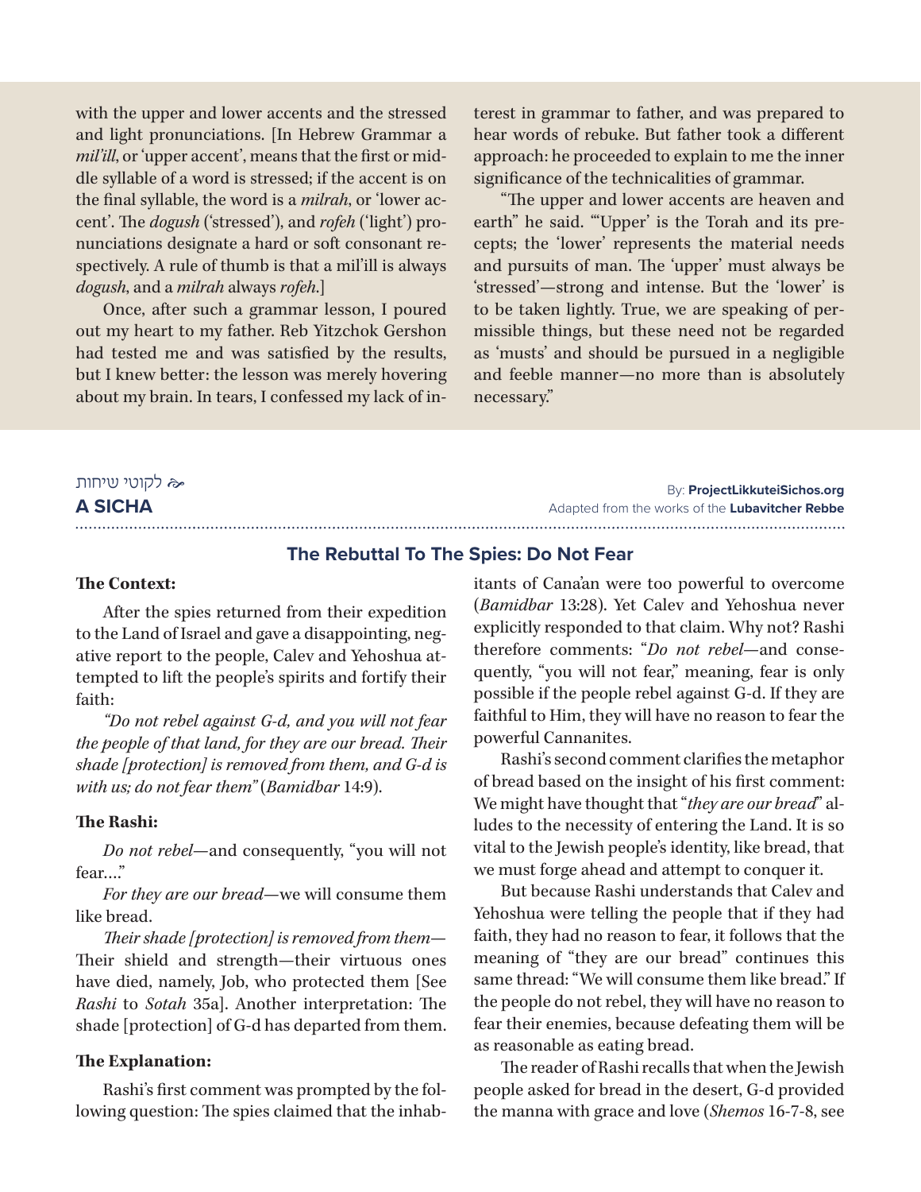with the upper and lower accents and the stressed and light pronunciations. [In Hebrew Grammar a *mil'ill*, or 'upper accent', means that the first or middle syllable of a word is stressed; if the accent is on the final syllable, the word is a *milrah*, or 'lower accent'. The *dogush* ('stressed'), and *rofeh* ('light') pronunciations designate a hard or soft consonant respectively. A rule of thumb is that a mil'ill is always *dogush*, and a *milrah* always *rofeh*.]

Once, after such a grammar lesson, I poured out my heart to my father. Reb Yitzchok Gershon had tested me and was satisfied by the results, but I knew better: the lesson was merely hovering about my brain. In tears, I confessed my lack of interest in grammar to father, and was prepared to hear words of rebuke. But father took a different approach: he proceeded to explain to me the inner significance of the technicalities of grammar.

"The upper and lower accents are heaven and earth" he said. "'Upper' is the Torah and its precepts; the 'lower' represents the material needs and pursuits of man. The 'upper' must always be 'stressed'—strong and intense. But the 'lower' is to be taken lightly. True, we are speaking of permissible things, but these need not be regarded as 'musts' and should be pursued in a negligible and feeble manner—no more than is absolutely necessary."

לקוטי שיחות

## A SICHA

By: **ProjectLikkuteiSichos.org**
Adapted from the works of the **Lubavitcher Rebbe**

### The Rebuttal To The Spies: Do Not Fear

**The Context:**

After the spies returned from their expedition to the Land of Israel and gave a disappointing, negative report to the people, Calev and Yehoshua attempted to lift the people's spirits and fortify their faith:

*"Do not rebel against G-d, and you will not fear the people of that land, for they are our bread. Their shade [protection] is removed from them, and G-d is with us; do not fear them"* (*Bamidbar* 14:9).

**The Rashi:**

*Do not rebel*—and consequently, "you will not fear…"

*For they are our bread*—we will consume them like bread.

*Their shade [protection] is removed from them*—Their shield and strength—their virtuous ones have died, namely, Job, who protected them [See *Rashi* to *Sotah* 35a]. Another interpretation: The shade [protection] of G-d has departed from them.

**The Explanation:**

Rashi's first comment was prompted by the following question: The spies claimed that the inhabitants of Cana'an were too powerful to overcome (*Bamidbar* 13:28). Yet Calev and Yehoshua never explicitly responded to that claim. Why not? Rashi therefore comments: "*Do not rebel*—and consequently, "you will not fear," meaning, fear is only possible if the people rebel against G-d. If they are faithful to Him, they will have no reason to fear the powerful Cannanites.

Rashi's second comment clarifies the metaphor of bread based on the insight of his first comment: We might have thought that "*they are our bread*" alludes to the necessity of entering the Land. It is so vital to the Jewish people's identity, like bread, that we must forge ahead and attempt to conquer it.

But because Rashi understands that Calev and Yehoshua were telling the people that if they had faith, they had no reason to fear, it follows that the meaning of "they are our bread" continues this same thread: "We will consume them like bread." If the people do not rebel, they will have no reason to fear their enemies, because defeating them will be as reasonable as eating bread.

The reader of Rashi recalls that when the Jewish people asked for bread in the desert, G-d provided the manna with grace and love (*Shemos* 16-7-8, see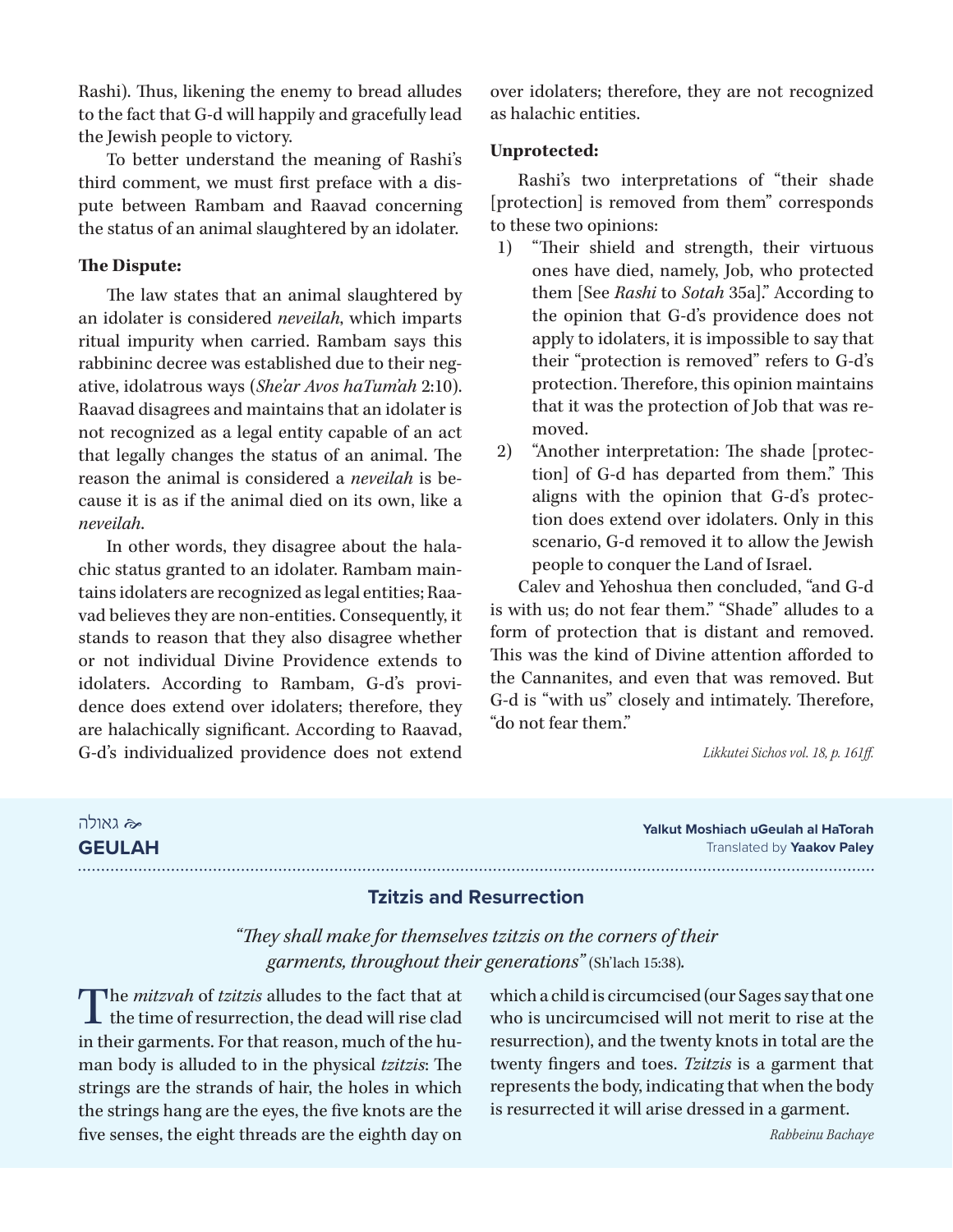Rashi). Thus, likening the enemy to bread alludes to the fact that G-d will happily and gracefully lead the Jewish people to victory.

To better understand the meaning of Rashi's third comment, we must first preface with a dispute between Rambam and Raavad concerning the status of an animal slaughtered by an idolater.

**The Dispute:**

The law states that an animal slaughtered by an idolater is considered *neveilah*, which imparts ritual impurity when carried. Rambam says this rabbininc decree was established due to their negative, idolatrous ways (*She'ar Avos haTum'ah* 2:10). Raavad disagrees and maintains that an idolater is not recognized as a legal entity capable of an act that legally changes the status of an animal. The reason the animal is considered a *neveilah* is because it is as if the animal died on its own, like a *neveilah*.

In other words, they disagree about the halachic status granted to an idolater. Rambam maintains idolaters are recognized as legal entities; Raavad believes they are non-entities. Consequently, it stands to reason that they also disagree whether or not individual Divine Providence extends to idolaters. According to Rambam, G-d's providence does extend over idolaters; therefore, they are halachically significant. According to Raavad, G-d's individualized providence does not extend over idolaters; therefore, they are not recognized as halachic entities.

**Unprotected:**

Rashi's two interpretations of "their shade [protection] is removed from them" corresponds to these two opinions:

1) "Their shield and strength, their virtuous ones have died, namely, Job, who protected them [See *Rashi* to *Sotah* 35a]." According to the opinion that G-d's providence does not apply to idolaters, it is impossible to say that their "protection is removed" refers to G-d's protection. Therefore, this opinion maintains that it was the protection of Job that was removed.
2) "Another interpretation: The shade [protection] of G-d has departed from them." This aligns with the opinion that G-d's protection does extend over idolaters. Only in this scenario, G-d removed it to allow the Jewish people to conquer the Land of Israel.

Calev and Yehoshua then concluded, "and G-d is with us; do not fear them." "Shade" alludes to a form of protection that is distant and removed. This was the kind of Divine attention afforded to the Cannanites, and even that was removed. But G-d is "with us" closely and intimately. Therefore, "do not fear them."

*Likkutei Sichos vol. 18, p. 161ff.*

## גאולה
## GEULAH

**Yalkut Moshiach uGeulah al HaTorah**
Translated by **Yaakov Paley**

### Tzitzis and Resurrection

*"They shall make for themselves tzitzis on the corners of their garments, throughout their generations"* (Sh'lach 15:38).

The *mitzvah* of *tzitzis* alludes to the fact that at the time of resurrection, the dead will rise clad in their garments. For that reason, much of the human body is alluded to in the physical *tzitzis*: The strings are the strands of hair, the holes in which the strings hang are the eyes, the five knots are the five senses, the eight threads are the eighth day on which a child is circumcised (our Sages say that one who is uncircumcised will not merit to rise at the resurrection), and the twenty knots in total are the twenty fingers and toes. *Tzitzis* is a garment that represents the body, indicating that when the body is resurrected it will arise dressed in a garment.

*Rabbeinu Bachaye*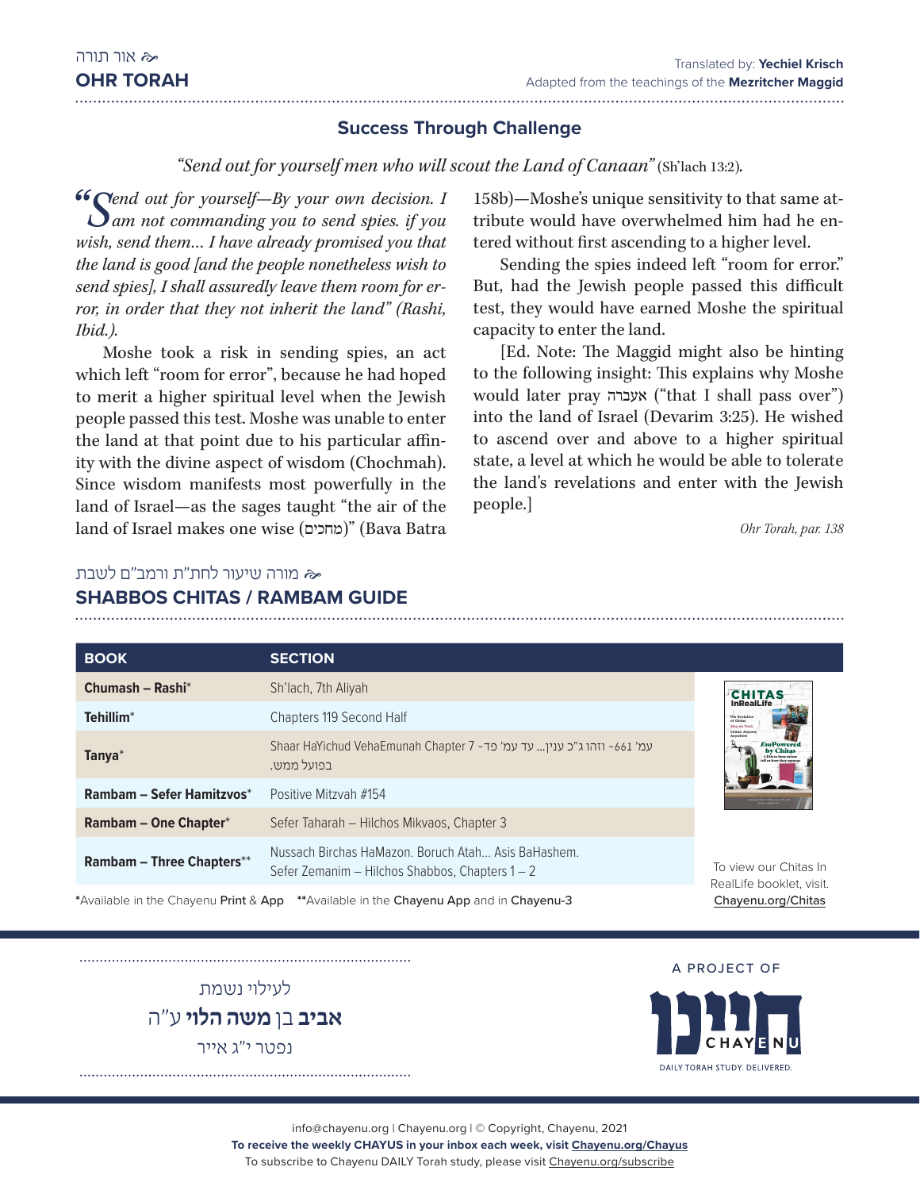## אור תורה
## OHR TORAH

Translated by: **Yechiel Krisch**
Adapted from the teachings of the **Mezritcher Maggid**

### Success Through Challenge

*"Send out for yourself men who will scout the Land of Canaan"* (Sh'lach 13:2).

*"Send out for yourself—By your own decision. I am not commanding you to send spies. if you wish, send them... I have already promised you that the land is good [and the people nonetheless wish to send spies], I shall assuredly leave them room for error, in order that they not inherit the land" (Rashi, Ibid.).*

Moshe took a risk in sending spies, an act which left "room for error", because he had hoped to merit a higher spiritual level when the Jewish people passed this test. Moshe was unable to enter the land at that point due to his particular affinity with the divine aspect of wisdom (Chochmah). Since wisdom manifests most powerfully in the land of Israel—as the sages taught "the air of the land of Israel makes one wise (מחכים)" (Bava Batra 158b)—Moshe's unique sensitivity to that same attribute would have overwhelmed him had he entered without first ascending to a higher level.

Sending the spies indeed left "room for error." But, had the Jewish people passed this difficult test, they would have earned Moshe the spiritual capacity to enter the land.

[Ed. Note: The Maggid might also be hinting to the following insight: This explains why Moshe would later pray אעברה ("that I shall pass over") into the land of Israel (Devarim 3:25). He wished to ascend over and above to a higher spiritual state, a level at which he would be able to tolerate the land's revelations and enter with the Jewish people.]

*Ohr Torah, par. 138*

## מורה שיעור לחת"ת ורמב"ם לשבת
## SHABBOS CHITAS / RAMBAM GUIDE

| BOOK | SECTION |
|---|---|
| **Chumash – Rashi*** | Sh'lach, 7th Aliyah |
| **Tehillim*** | Chapters 119 Second Half |
| **Tanya*** | Shaar HaYichud VehaEmunah Chapter 7 - עמ' 661- וזהו ג"כ ענין... עד עמ' פד- בפועל ממש. |
| **Rambam – Sefer Hamitzvos*** | Positive Mitzvah #154 |
| **Rambam – One Chapter*** | Sefer Taharah – Hilchos Mikvaos, Chapter 3 |
| **Rambam – Three Chapters**** | Nussach Birchas HaMazon. Boruch Atah... Asis BaHashem. Sefer Zemanim – Hilchos Shabbos, Chapters 1 – 2 |

*Available in the Chayenu Print & App **Available in the Chayenu App and in Chayenu-3

To view our Chitas In RealLife booklet, visit. Chayenu.org/Chitas

לעילוי נשמת
**אביב** בן **משה הלוי** ע"ה
נפטר י"ג אייר

A PROJECT OF
CHAYENU
DAILY TORAH STUDY. DELIVERED.

info@chayenu.org | Chayenu.org | © Copyright, Chayenu, 2021
**To receive the weekly CHAYUS in your inbox each week, visit Chayenu.org/Chayus**
To subscribe to Chayenu DAILY Torah study, please visit Chayenu.org/subscribe